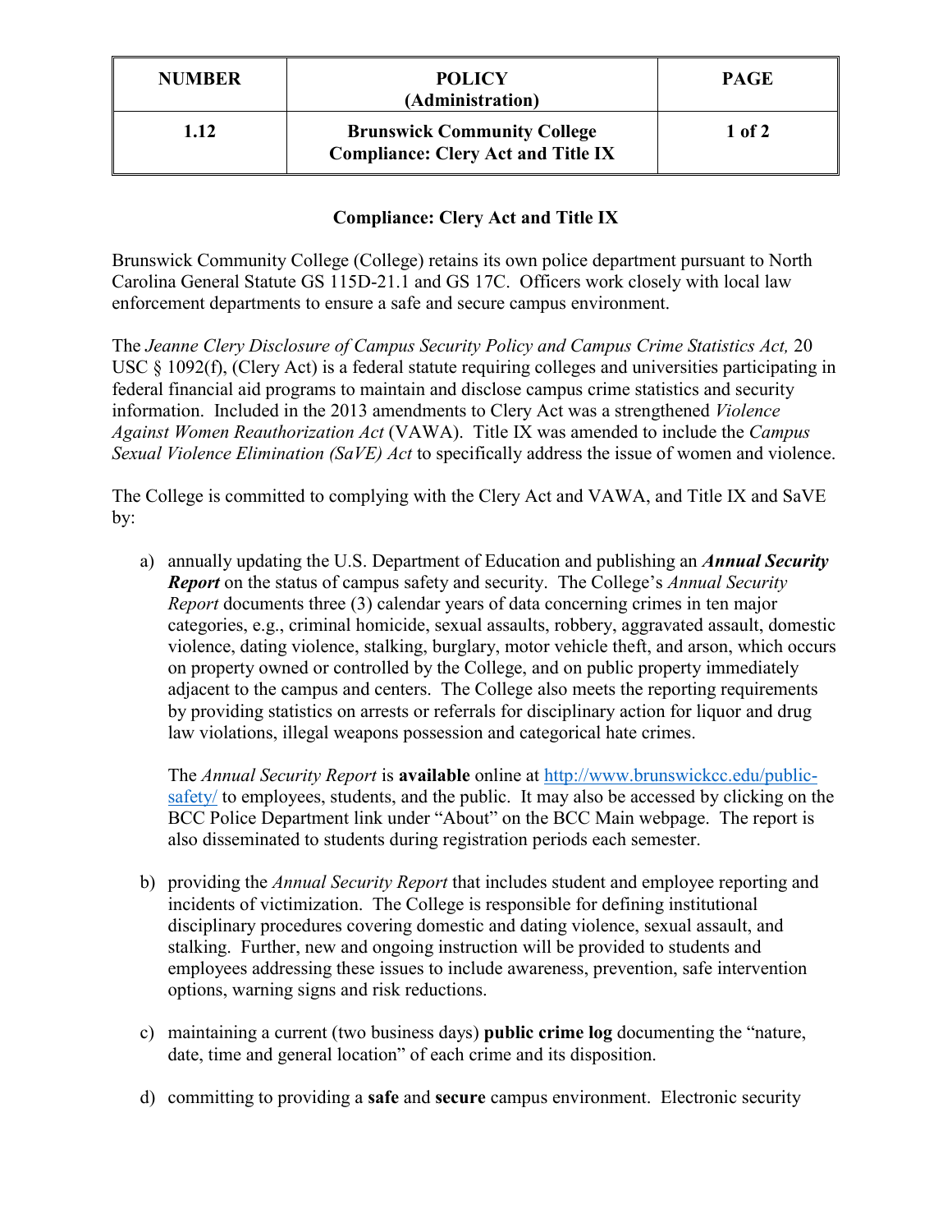| NUMBER | POLICY (Administration) | PAGE |
| --- | --- | --- |
| 1.12 | **Brunswick Community College Compliance: Clery Act and Title IX** | 1 of 2 |

## Compliance: Clery Act and Title IX

Brunswick Community College (College) retains its own police department pursuant to North Carolina General Statute GS 115D-21.1 and GS 17C. Officers work closely with local law enforcement departments to ensure a safe and secure campus environment.

The *Jeanne Clery Disclosure of Campus Security Policy and Campus Crime Statistics Act,* 20 USC § 1092(f), (Clery Act) is a federal statute requiring colleges and universities participating in federal financial aid programs to maintain and disclose campus crime statistics and security information. Included in the 2013 amendments to Clery Act was a strengthened *Violence Against Women Reauthorization Act* (VAWA). Title IX was amended to include the *Campus Sexual Violence Elimination (SaVE) Act* to specifically address the issue of women and violence.

The College is committed to complying with the Clery Act and VAWA, and Title IX and SaVE by:

a) annually updating the U.S. Department of Education and publishing an ***Annual Security Report*** on the status of campus safety and security. The College's *Annual Security Report* documents three (3) calendar years of data concerning crimes in ten major categories, e.g., criminal homicide, sexual assaults, robbery, aggravated assault, domestic violence, dating violence, stalking, burglary, motor vehicle theft, and arson, which occurs on property owned or controlled by the College, and on public property immediately adjacent to the campus and centers. The College also meets the reporting requirements by providing statistics on arrests or referrals for disciplinary action for liquor and drug law violations, illegal weapons possession and categorical hate crimes.

   The *Annual Security Report* is **available** online at [http://www.brunswickcc.edu/public-safety/](http://www.brunswickcc.edu/public-safety/) to employees, students, and the public. It may also be accessed by clicking on the BCC Police Department link under "About" on the BCC Main webpage. The report is also disseminated to students during registration periods each semester.

b) providing the *Annual Security Report* that includes student and employee reporting and incidents of victimization. The College is responsible for defining institutional disciplinary procedures covering domestic and dating violence, sexual assault, and stalking. Further, new and ongoing instruction will be provided to students and employees addressing these issues to include awareness, prevention, safe intervention options, warning signs and risk reductions.

c) maintaining a current (two business days) **public crime log** documenting the "nature, date, time and general location" of each crime and its disposition.

d) committing to providing a **safe** and **secure** campus environment. Electronic security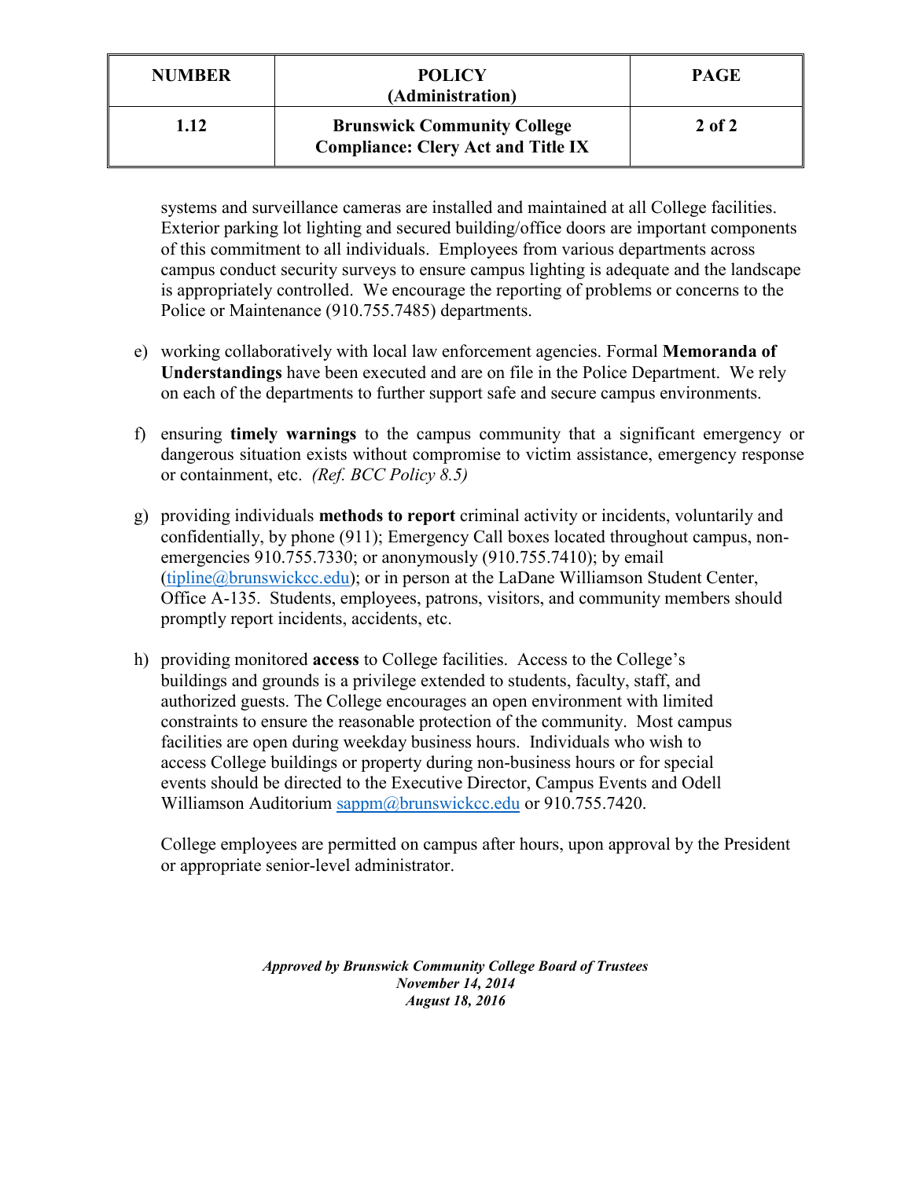systems and surveillance cameras are installed and maintained at all College facilities. Exterior parking lot lighting and secured building/office doors are important components of this commitment to all individuals. Employees from various departments across campus conduct security surveys to ensure campus lighting is adequate and the landscape is appropriately controlled. We encourage the reporting of problems or concerns to the Police or Maintenance (910.755.7485) departments.

e) working collaboratively with local law enforcement agencies. Formal **Memoranda of Understandings** have been executed and are on file in the Police Department. We rely on each of the departments to further support safe and secure campus environments.

f) ensuring **timely warnings** to the campus community that a significant emergency or dangerous situation exists without compromise to victim assistance, emergency response or containment, etc. *(Ref. BCC Policy 8.5)*

g) providing individuals **methods to report** criminal activity or incidents, voluntarily and confidentially, by phone (911); Emergency Call boxes located throughout campus, non-emergencies 910.755.7330; or anonymously (910.755.7410); by email (tipline@brunswickcc.edu); or in person at the LaDane Williamson Student Center, Office A-135. Students, employees, patrons, visitors, and community members should promptly report incidents, accidents, etc.

h) providing monitored **access** to College facilities. Access to the College's buildings and grounds is a privilege extended to students, faculty, staff, and authorized guests. The College encourages an open environment with limited constraints to ensure the reasonable protection of the community. Most campus facilities are open during weekday business hours. Individuals who wish to access College buildings or property during non-business hours or for special events should be directed to the Executive Director, Campus Events and Odell Williamson Auditorium sappm@brunswickcc.edu or 910.755.7420.

   College employees are permitted on campus after hours, upon approval by the President or appropriate senior-level administrator.

***Approved by Brunswick Community College Board of Trustees***
***November 14, 2014***
***August 18, 2016***